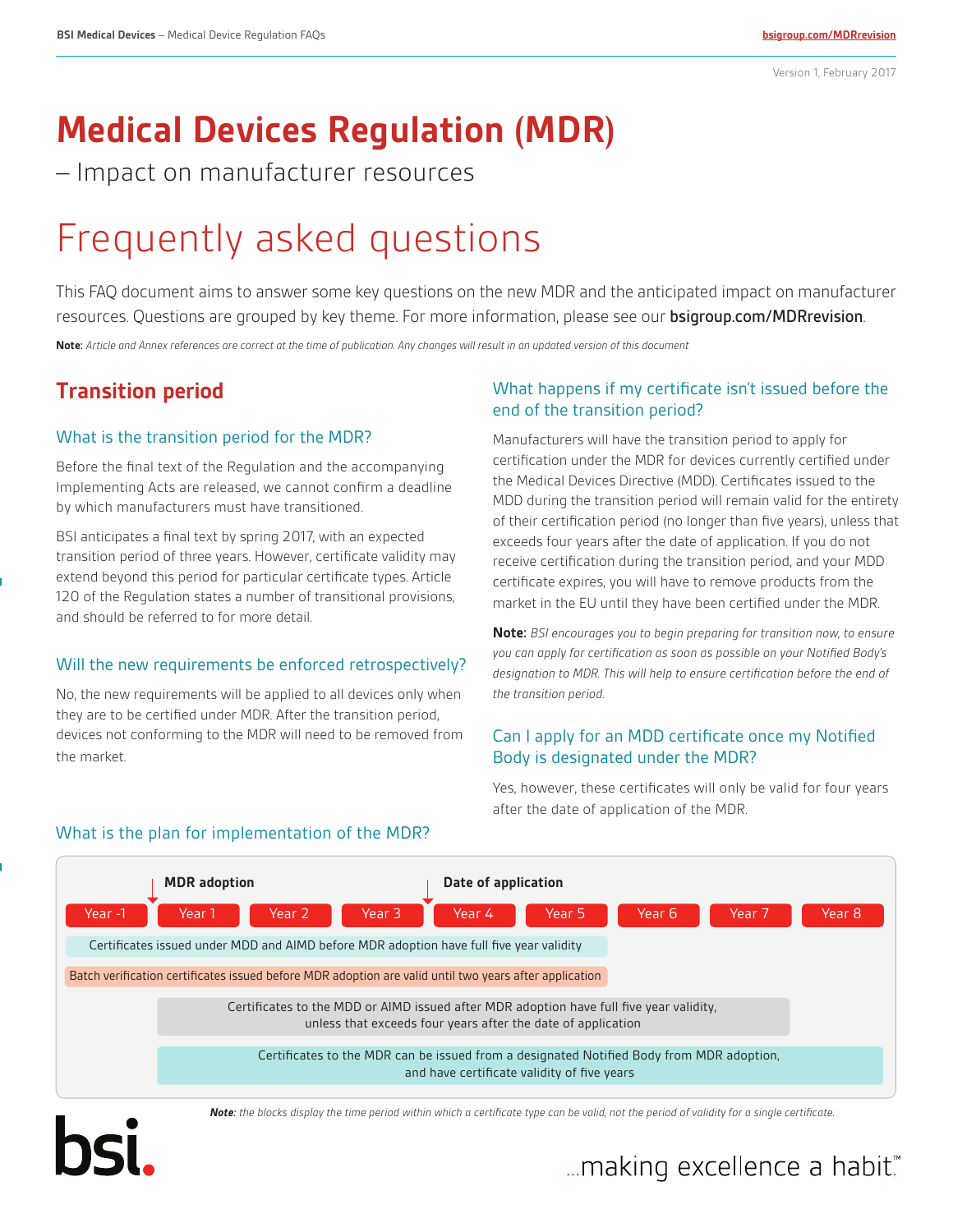Version 1, February 2017

# Medical Devices Regulation (MDR)

– Impact on manufacturer resources

# Frequently asked questions

This FAQ document aims to answer some key questions on the new MDR and the anticipated impact on manufacturer resources. Questions are grouped by key theme. For more information, please see our **bsigroup.com/MDRrevision**.

**Note:** *Article and Annex references are correct at the time of publication. Any changes will result in an updated version of this document*

## Transition period

### What is the transition period for the MDR?

Before the final text of the Regulation and the accompanying Implementing Acts are released, we cannot confirm a deadline by which manufacturers must have transitioned.

BSI anticipates a final text by spring 2017, with an expected transition period of three years. However, certificate validity may extend beyond this period for particular certificate types. Article 120 of the Regulation states a number of transitional provisions, and should be referred to for more detail.

### Will the new requirements be enforced retrospectively?

No, the new requirements will be applied to all devices only when they are to be certified under MDR. After the transition period, devices not conforming to the MDR will need to be removed from the market.

### What happens if my certificate isn't issued before the end of the transition period?

Manufacturers will have the transition period to apply for certification under the MDR for devices currently certified under the Medical Devices Directive (MDD). Certificates issued to the MDD during the transition period will remain valid for the entirety of their certification period (no longer than five years), unless that exceeds four years after the date of application. If you do not receive certification during the transition period, and your MDD certificate expires, you will have to remove products from the market in the EU until they have been certified under the MDR.

**Note:** *BSI encourages you to begin preparing for transition now, to ensure you can apply for certification as soon as possible on your Notified Body's designation to MDR. This will help to ensure certification before the end of the transition period.*

### Can I apply for an MDD certificate once my Notified Body is designated under the MDR?

Yes, however, these certificates will only be valid for four years after the date of application of the MDR.

### What is the plan for implementation of the MDR?

Timeline: Year -1, Year 1, Year 2, Year 3, Year 4, Year 5, Year 6, Year 7, Year 8. **MDR adoption** marked at the start of Year 1; **Date of application** marked at the start of Year 4.

- Certificates issued under MDD and AIMD before MDR adoption have full five year validity (Year -1 to Year 5)
- Batch verification certificates issued before MDR adoption are valid until two years after application (Year -1 to Year 5)
- Certificates to the MDD or AIMD issued after MDR adoption have full five year validity, unless that exceeds four years after the date of application (Year 1 to Year 7)
- Certificates to the MDR can be issued from a designated Notified Body from MDR adoption, and have certificate validity of five years (Year 1 to Year 8)

***Note:*** *the blocks display the time period within which a certificate type can be valid, not the period of validity for a single certificate.*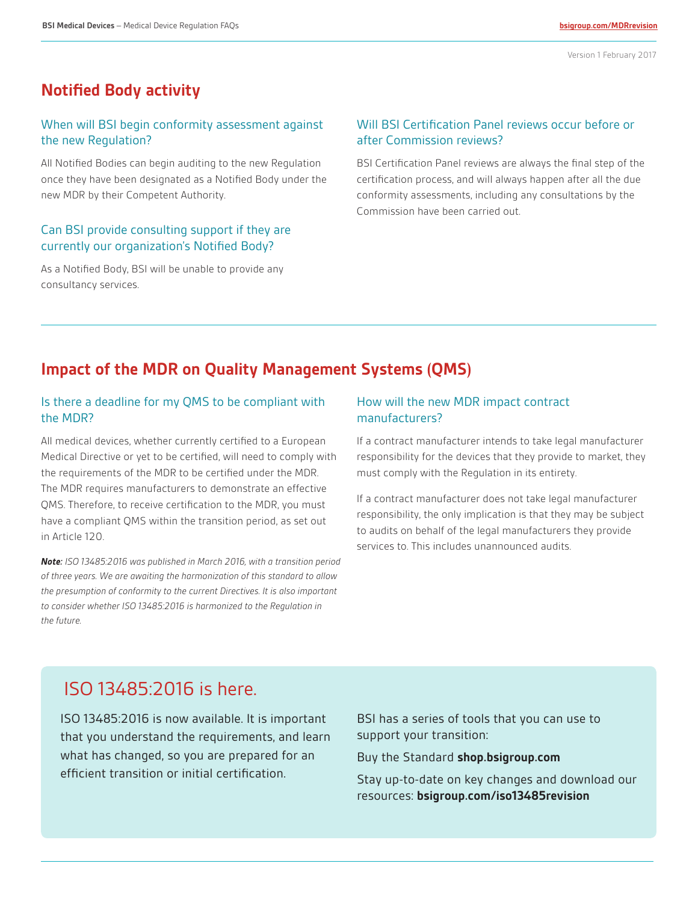Version 1 February 2017

## Notified Body activity

### When will BSI begin conformity assessment against the new Regulation?

All Notified Bodies can begin auditing to the new Regulation once they have been designated as a Notified Body under the new MDR by their Competent Authority.

### Can BSI provide consulting support if they are currently our organization's Notified Body?

As a Notified Body, BSI will be unable to provide any consultancy services.

### Will BSI Certification Panel reviews occur before or after Commission reviews?

BSI Certification Panel reviews are always the final step of the certification process, and will always happen after all the due conformity assessments, including any consultations by the Commission have been carried out.

## Impact of the MDR on Quality Management Systems (QMS)

### Is there a deadline for my QMS to be compliant with the MDR?

All medical devices, whether currently certified to a European Medical Directive or yet to be certified, will need to comply with the requirements of the MDR to be certified under the MDR. The MDR requires manufacturers to demonstrate an effective QMS. Therefore, to receive certification to the MDR, you must have a compliant QMS within the transition period, as set out in Article 120.

***Note:*** *ISO 13485:2016 was published in March 2016, with a transition period of three years. We are awaiting the harmonization of this standard to allow the presumption of conformity to the current Directives. It is also important to consider whether ISO 13485:2016 is harmonized to the Regulation in the future.*

### How will the new MDR impact contract manufacturers?

If a contract manufacturer intends to take legal manufacturer responsibility for the devices that they provide to market, they must comply with the Regulation in its entirety.

If a contract manufacturer does not take legal manufacturer responsibility, the only implication is that they may be subject to audits on behalf of the legal manufacturers they provide services to. This includes unannounced audits.

## ISO 13485:2016 is here.

ISO 13485:2016 is now available. It is important that you understand the requirements, and learn what has changed, so you are prepared for an efficient transition or initial certification.

BSI has a series of tools that you can use to support your transition:

Buy the Standard **shop.bsigroup.com**

Stay up-to-date on key changes and download our resources: **bsigroup.com/iso13485revision**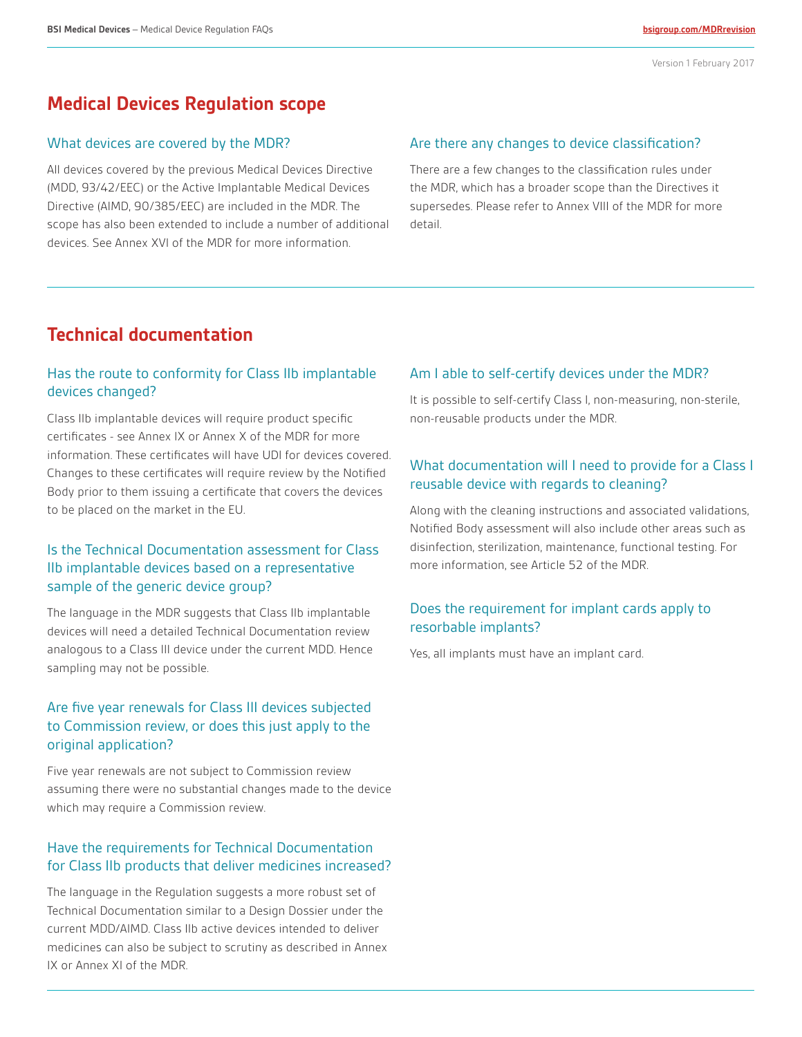## Medical Devices Regulation scope

### What devices are covered by the MDR?

All devices covered by the previous Medical Devices Directive (MDD, 93/42/EEC) or the Active Implantable Medical Devices Directive (AIMD, 90/385/EEC) are included in the MDR. The scope has also been extended to include a number of additional devices. See Annex XVI of the MDR for more information.

### Are there any changes to device classification?

There are a few changes to the classification rules under the MDR, which has a broader scope than the Directives it supersedes. Please refer to Annex VIII of the MDR for more detail.

## Technical documentation

### Has the route to conformity for Class IIb implantable devices changed?

Class IIb implantable devices will require product specific certificates - see Annex IX or Annex X of the MDR for more information. These certificates will have UDI for devices covered. Changes to these certificates will require review by the Notified Body prior to them issuing a certificate that covers the devices to be placed on the market in the EU.

### Is the Technical Documentation assessment for Class IIb implantable devices based on a representative sample of the generic device group?

The language in the MDR suggests that Class IIb implantable devices will need a detailed Technical Documentation review analogous to a Class III device under the current MDD. Hence sampling may not be possible.

### Are five year renewals for Class III devices subjected to Commission review, or does this just apply to the original application?

Five year renewals are not subject to Commission review assuming there were no substantial changes made to the device which may require a Commission review.

### Have the requirements for Technical Documentation for Class IIb products that deliver medicines increased?

The language in the Regulation suggests a more robust set of Technical Documentation similar to a Design Dossier under the current MDD/AIMD. Class IIb active devices intended to deliver medicines can also be subject to scrutiny as described in Annex IX or Annex XI of the MDR.

### Am I able to self-certify devices under the MDR?

It is possible to self-certify Class I, non-measuring, non-sterile, non-reusable products under the MDR.

### What documentation will I need to provide for a Class I reusable device with regards to cleaning?

Along with the cleaning instructions and associated validations, Notified Body assessment will also include other areas such as disinfection, sterilization, maintenance, functional testing. For more information, see Article 52 of the MDR.

### Does the requirement for implant cards apply to resorbable implants?

Yes, all implants must have an implant card.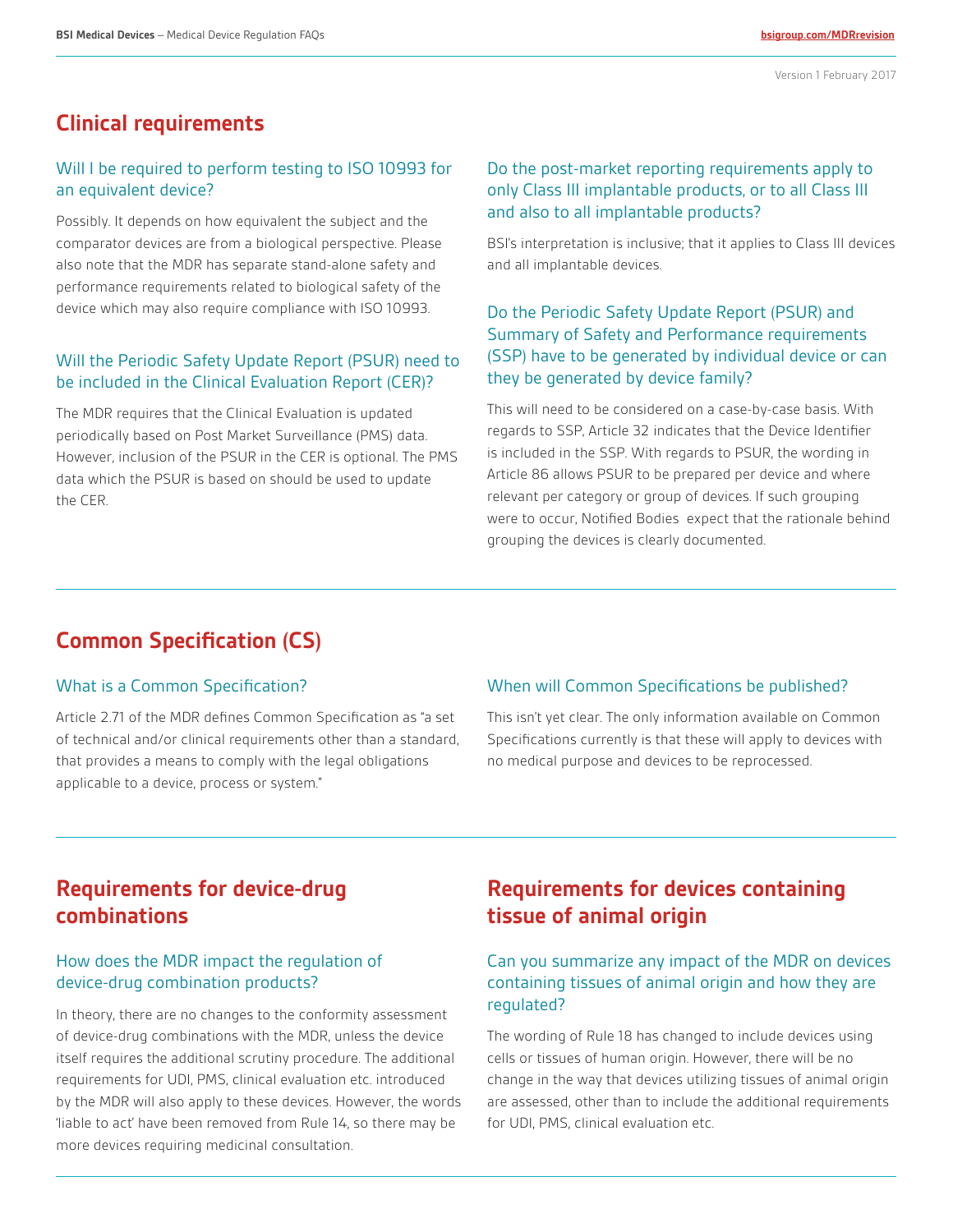## Clinical requirements

### Will I be required to perform testing to ISO 10993 for an equivalent device?

Possibly. It depends on how equivalent the subject and the comparator devices are from a biological perspective. Please also note that the MDR has separate stand-alone safety and performance requirements related to biological safety of the device which may also require compliance with ISO 10993.

### Will the Periodic Safety Update Report (PSUR) need to be included in the Clinical Evaluation Report (CER)?

The MDR requires that the Clinical Evaluation is updated periodically based on Post Market Surveillance (PMS) data. However, inclusion of the PSUR in the CER is optional. The PMS data which the PSUR is based on should be used to update the CER.

### Do the post-market reporting requirements apply to only Class III implantable products, or to all Class III and also to all implantable products?

BSI's interpretation is inclusive; that it applies to Class III devices and all implantable devices.

### Do the Periodic Safety Update Report (PSUR) and Summary of Safety and Performance requirements (SSP) have to be generated by individual device or can they be generated by device family?

This will need to be considered on a case-by-case basis. With regards to SSP, Article 32 indicates that the Device Identifier is included in the SSP. With regards to PSUR, the wording in Article 86 allows PSUR to be prepared per device and where relevant per category or group of devices. If such grouping were to occur, Notified Bodies expect that the rationale behind grouping the devices is clearly documented.

## Common Specification (CS)

### What is a Common Specification?

Article 2.71 of the MDR defines Common Specification as "a set of technical and/or clinical requirements other than a standard, that provides a means to comply with the legal obligations applicable to a device, process or system."

### When will Common Specifications be published?

This isn't yet clear. The only information available on Common Specifications currently is that these will apply to devices with no medical purpose and devices to be reprocessed.

## Requirements for device-drug combinations

### How does the MDR impact the regulation of device-drug combination products?

In theory, there are no changes to the conformity assessment of device-drug combinations with the MDR, unless the device itself requires the additional scrutiny procedure. The additional requirements for UDI, PMS, clinical evaluation etc. introduced by the MDR will also apply to these devices. However, the words 'liable to act' have been removed from Rule 14, so there may be more devices requiring medicinal consultation.

## Requirements for devices containing tissue of animal origin

### Can you summarize any impact of the MDR on devices containing tissues of animal origin and how they are regulated?

The wording of Rule 18 has changed to include devices using cells or tissues of human origin. However, there will be no change in the way that devices utilizing tissues of animal origin are assessed, other than to include the additional requirements for UDI, PMS, clinical evaluation etc.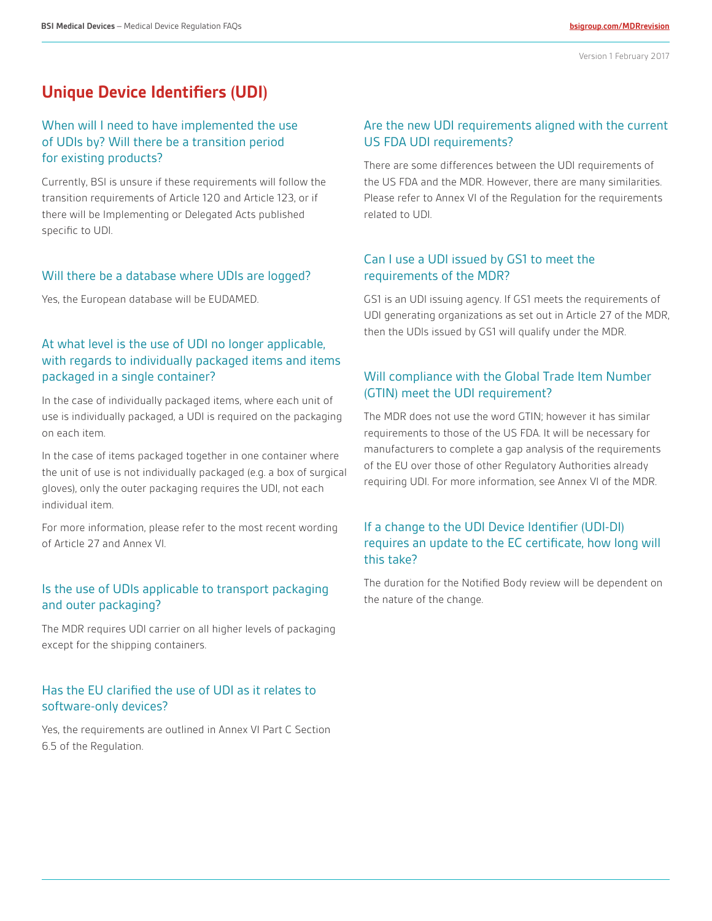Version 1 February 2017

# Unique Device Identifiers (UDI)

### When will I need to have implemented the use of UDIs by? Will there be a transition period for existing products?

Currently, BSI is unsure if these requirements will follow the transition requirements of Article 120 and Article 123, or if there will be Implementing or Delegated Acts published specific to UDI.

### Will there be a database where UDIs are logged?

Yes, the European database will be EUDAMED.

### At what level is the use of UDI no longer applicable, with regards to individually packaged items and items packaged in a single container?

In the case of individually packaged items, where each unit of use is individually packaged, a UDI is required on the packaging on each item.

In the case of items packaged together in one container where the unit of use is not individually packaged (e.g. a box of surgical gloves), only the outer packaging requires the UDI, not each individual item.

For more information, please refer to the most recent wording of Article 27 and Annex VI.

### Is the use of UDIs applicable to transport packaging and outer packaging?

The MDR requires UDI carrier on all higher levels of packaging except for the shipping containers.

### Has the EU clarified the use of UDI as it relates to software-only devices?

Yes, the requirements are outlined in Annex VI Part C Section 6.5 of the Regulation.

### Are the new UDI requirements aligned with the current US FDA UDI requirements?

There are some differences between the UDI requirements of the US FDA and the MDR. However, there are many similarities. Please refer to Annex VI of the Regulation for the requirements related to UDI.

### Can I use a UDI issued by GS1 to meet the requirements of the MDR?

GS1 is an UDI issuing agency. If GS1 meets the requirements of UDI generating organizations as set out in Article 27 of the MDR, then the UDIs issued by GS1 will qualify under the MDR.

### Will compliance with the Global Trade Item Number (GTIN) meet the UDI requirement?

The MDR does not use the word GTIN; however it has similar requirements to those of the US FDA. It will be necessary for manufacturers to complete a gap analysis of the requirements of the EU over those of other Regulatory Authorities already requiring UDI. For more information, see Annex VI of the MDR.

### If a change to the UDI Device Identifier (UDI-DI) requires an update to the EC certificate, how long will this take?

The duration for the Notified Body review will be dependent on the nature of the change.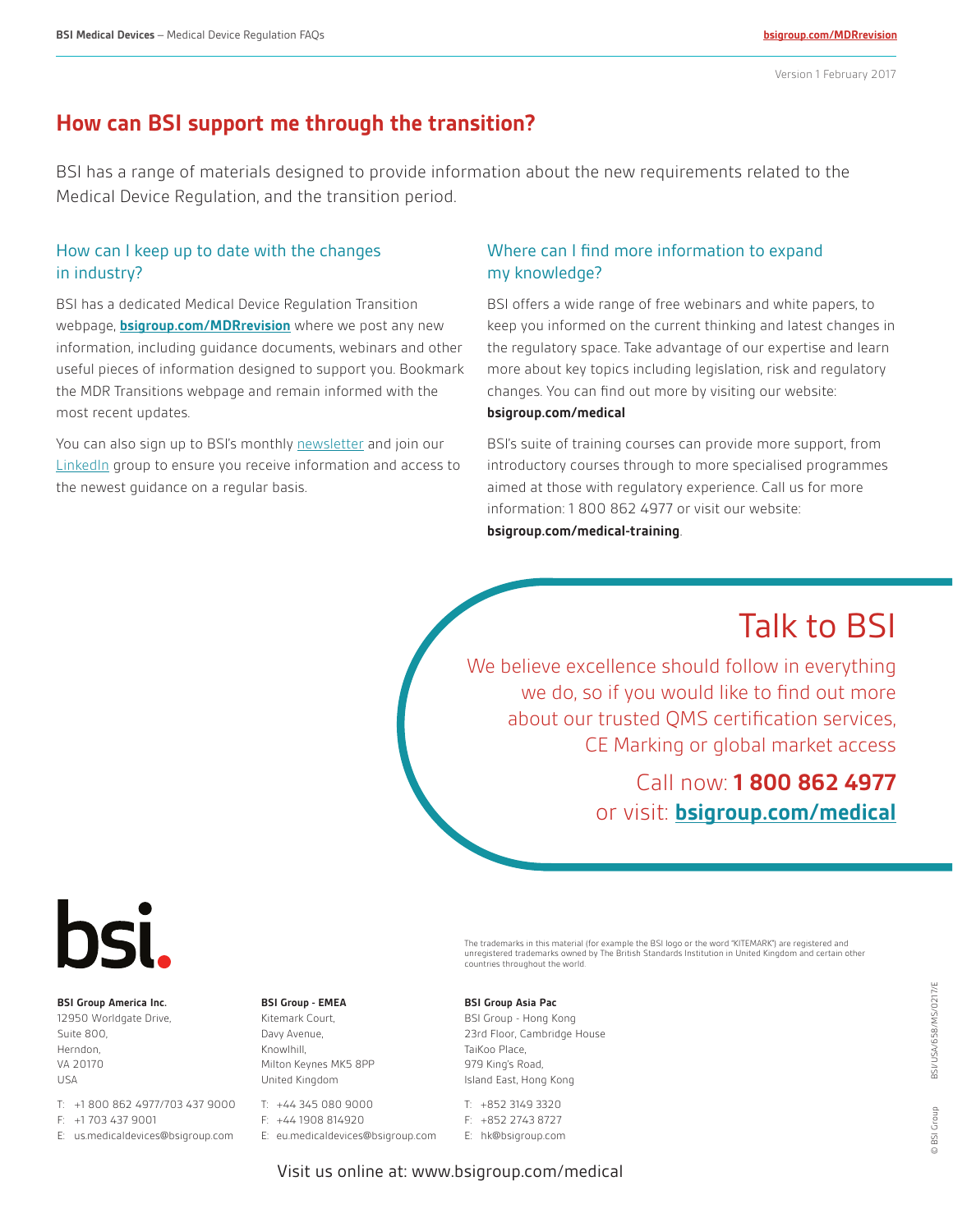Version 1 February 2017

## How can BSI support me through the transition?

BSI has a range of materials designed to provide information about the new requirements related to the Medical Device Regulation, and the transition period.

### How can I keep up to date with the changes in industry?

BSI has a dedicated Medical Device Regulation Transition webpage, **bsigroup.com/MDRrevision** where we post any new information, including guidance documents, webinars and other useful pieces of information designed to support you. Bookmark the MDR Transitions webpage and remain informed with the most recent updates.

You can also sign up to BSI's monthly newsletter and join our LinkedIn group to ensure you receive information and access to the newest guidance on a regular basis.

### Where can I find more information to expand my knowledge?

BSI offers a wide range of free webinars and white papers, to keep you informed on the current thinking and latest changes in the regulatory space. Take advantage of our expertise and learn more about key topics including legislation, risk and regulatory changes. You can find out more by visiting our website: **bsigroup.com/medical**

BSI's suite of training courses can provide more support, from introductory courses through to more specialised programmes aimed at those with regulatory experience. Call us for more information: 1 800 862 4977 or visit our website: **bsigroup.com/medical-training**.

## Talk to BSI

We believe excellence should follow in everything we do, so if you would like to find out more about our trusted QMS certification services, CE Marking or global market access

Call now: **1 800 862 4977**
or visit: **bsigroup.com/medical**

bsi.

The trademarks in this material (for example the BSI logo or the word "KITEMARK") are registered and unregistered trademarks owned by The British Standards Institution in United Kingdom and certain other countries throughout the world.

**BSI Group America Inc.**
12950 Worldgate Drive,
Suite 800,
Herndon,
VA 20170
USA

T: +1 800 862 4977/703 437 9000
F: +1 703 437 9001
E: us.medicaldevices@bsigroup.com

**BSI Group - EMEA**
Kitemark Court,
Davy Avenue,
Knowlhill,
Milton Keynes MK5 8PP
United Kingdom

T: +44 345 080 9000
F: +44 1908 814920
E: eu.medicaldevices@bsigroup.com

**BSI Group Asia Pac**
BSI Group - Hong Kong
23rd Floor, Cambridge House
TaiKoo Place,
979 King's Road,
Island East, Hong Kong

T: +852 3149 3320
F: +852 2743 8727
E: hk@bsigroup.com

Visit us online at: www.bsigroup.com/medical

BSI/USA/658/MS/0217/E

© BSI Group